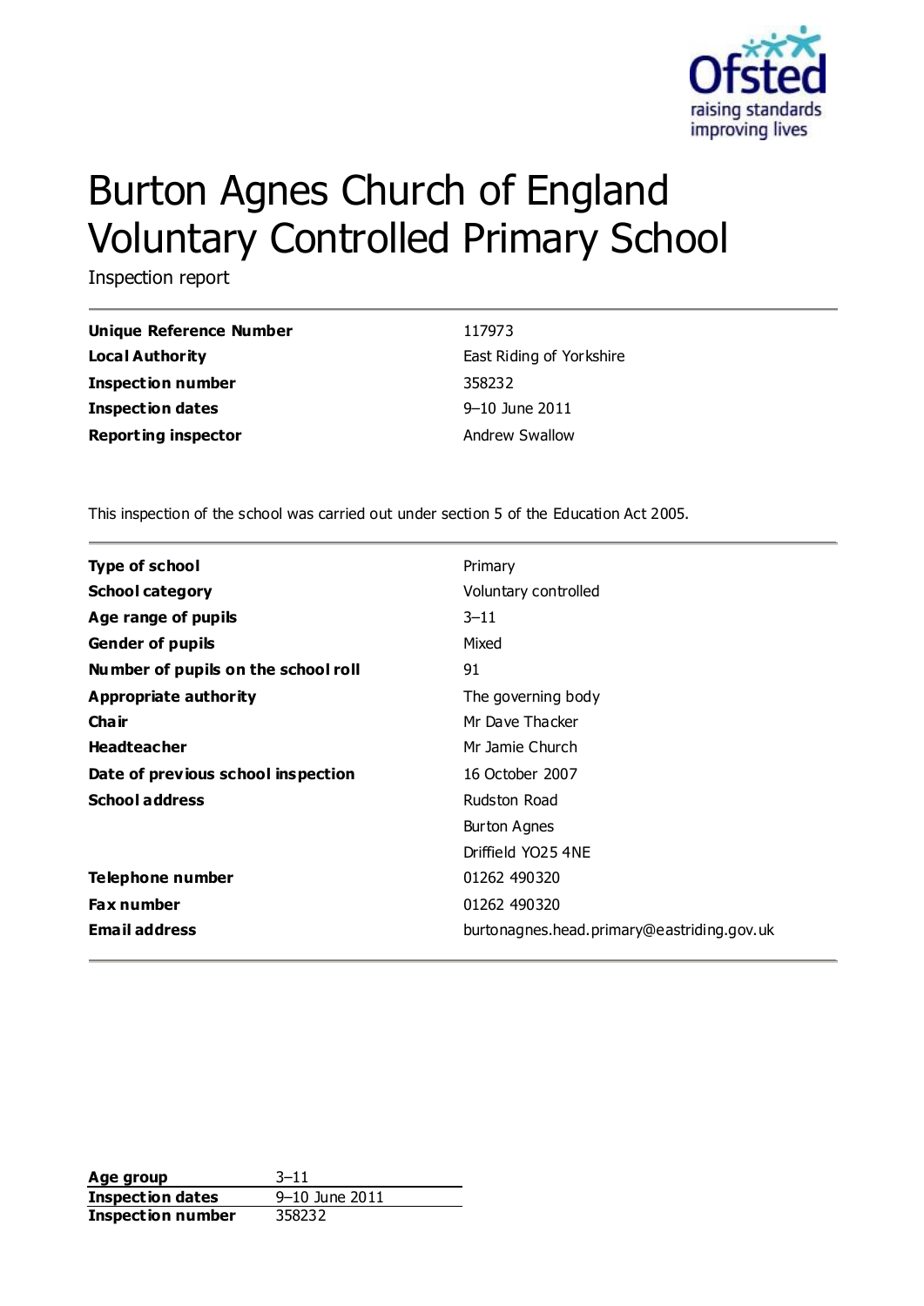# Burton Agnes Church of England Voluntary Controlled Primary School

Inspection report

| | |
|---|---|
| **Unique Reference Number** | 117973 |
| **Local Authority** | East Riding of Yorkshire |
| **Inspection number** | 358232 |
| **Inspection dates** | 9–10 June 2011 |
| **Reporting inspector** | Andrew Swallow |

This inspection of the school was carried out under section 5 of the Education Act 2005.

| | |
|---|---|
| **Type of school** | Primary |
| **School category** | Voluntary controlled |
| **Age range of pupils** | 3–11 |
| **Gender of pupils** | Mixed |
| **Number of pupils on the school roll** | 91 |
| **Appropriate authority** | The governing body |
| **Chair** | Mr Dave Thacker |
| **Headteacher** | Mr Jamie Church |
| **Date of previous school inspection** | 16 October 2007 |
| **School address** | Rudston Road<br>Burton Agnes<br>Driffield YO25 4NE |
| **Telephone number** | 01262 490320 |
| **Fax number** | 01262 490320 |
| **Email address** | burtonagnes.head.primary@eastriding.gov.uk |

| | |
|---|---|
| **Age group** | 3–11 |
| **Inspection dates** | 9–10 June 2011 |
| **Inspection number** | 358232 |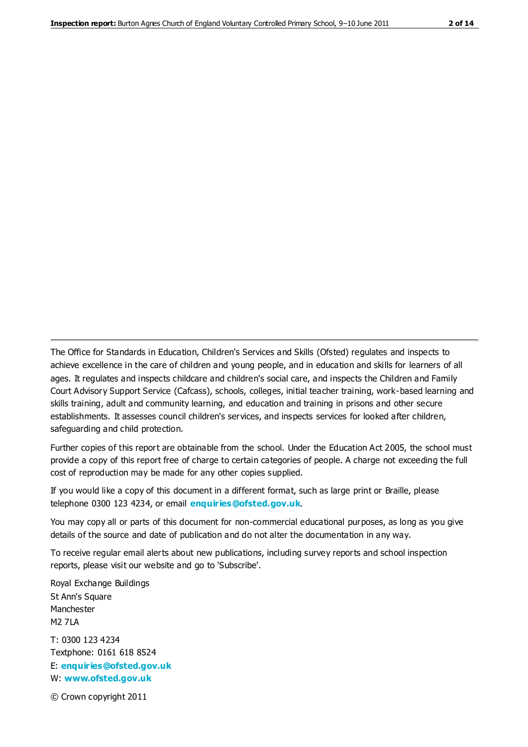The Office for Standards in Education, Children's Services and Skills (Ofsted) regulates and inspects to achieve excellence in the care of children and young people, and in education and skills for learners of all ages. It regulates and inspects childcare and children's social care, and inspects the Children and Family Court Advisory Support Service (Cafcass), schools, colleges, initial teacher training, work-based learning and skills training, adult and community learning, and education and training in prisons and other secure establishments. It assesses council children's services, and inspects services for looked after children, safeguarding and child protection.

Further copies of this report are obtainable from the school. Under the Education Act 2005, the school must provide a copy of this report free of charge to certain categories of people. A charge not exceeding the full cost of reproduction may be made for any other copies supplied.

If you would like a copy of this document in a different format, such as large print or Braille, please telephone 0300 123 4234, or email **enquiries@ofsted.gov.uk**.

You may copy all or parts of this document for non-commercial educational purposes, as long as you give details of the source and date of publication and do not alter the documentation in any way.

To receive regular email alerts about new publications, including survey reports and school inspection reports, please visit our website and go to 'Subscribe'.

Royal Exchange Buildings
St Ann's Square
Manchester
M2 7LA

T: 0300 123 4234
Textphone: 0161 618 8524
E: **enquiries@ofsted.gov.uk**
W: **www.ofsted.gov.uk**

© Crown copyright 2011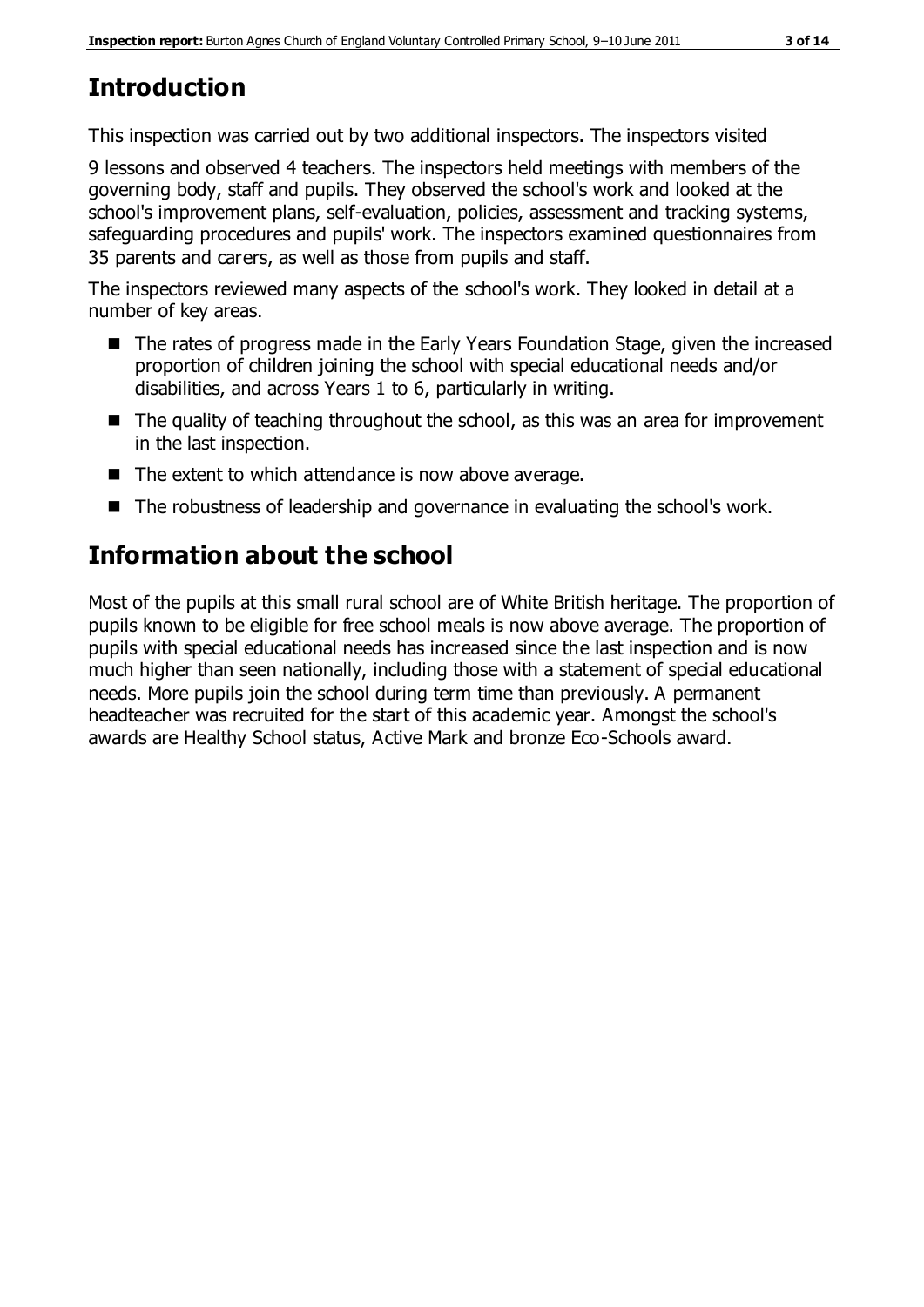## Introduction

This inspection was carried out by two additional inspectors. The inspectors visited 9 lessons and observed 4 teachers. The inspectors held meetings with members of the governing body, staff and pupils. They observed the school's work and looked at the school's improvement plans, self-evaluation, policies, assessment and tracking systems, safeguarding procedures and pupils' work. The inspectors examined questionnaires from 35 parents and carers, as well as those from pupils and staff.

The inspectors reviewed many aspects of the school's work. They looked in detail at a number of key areas.

- The rates of progress made in the Early Years Foundation Stage, given the increased proportion of children joining the school with special educational needs and/or disabilities, and across Years 1 to 6, particularly in writing.
- The quality of teaching throughout the school, as this was an area for improvement in the last inspection.
- The extent to which attendance is now above average.
- The robustness of leadership and governance in evaluating the school's work.

## Information about the school

Most of the pupils at this small rural school are of White British heritage. The proportion of pupils known to be eligible for free school meals is now above average. The proportion of pupils with special educational needs has increased since the last inspection and is now much higher than seen nationally, including those with a statement of special educational needs. More pupils join the school during term time than previously. A permanent headteacher was recruited for the start of this academic year. Amongst the school's awards are Healthy School status, Active Mark and bronze Eco-Schools award.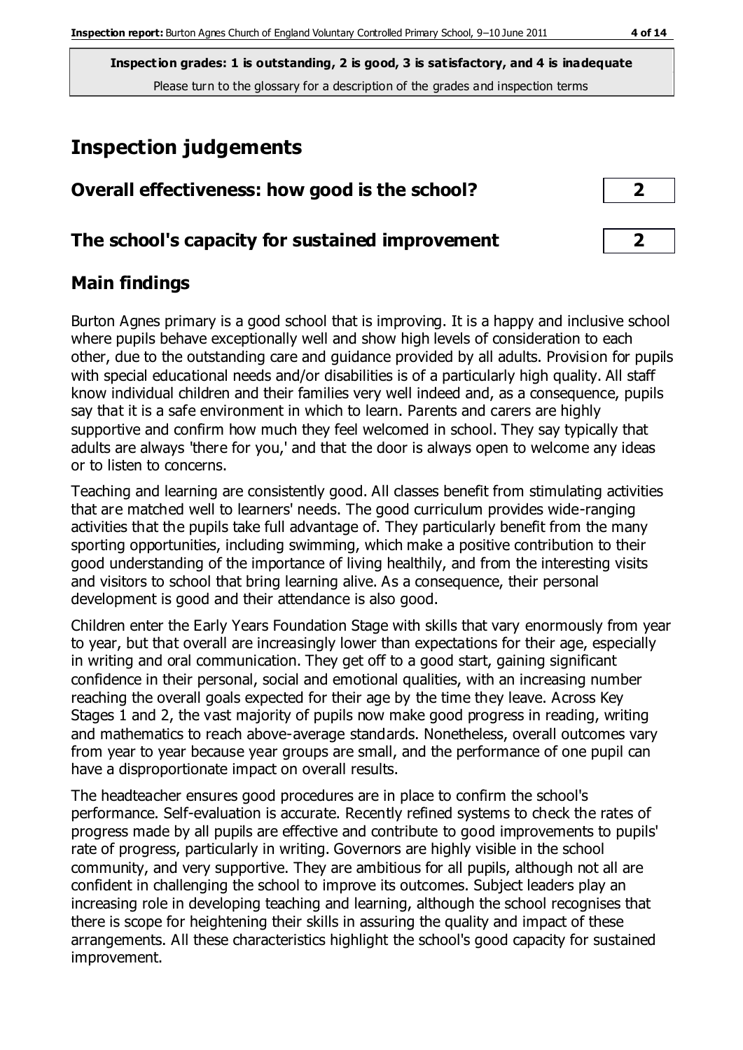**Inspection grades: 1 is outstanding, 2 is good, 3 is satisfactory, and 4 is inadequate**
Please turn to the glossary for a description of the grades and inspection terms

# Inspection judgements

| Overall effectiveness: how good is the school? | 2 |
| --- | --- |
| **The school's capacity for sustained improvement** | **2** |

## Main findings

Burton Agnes primary is a good school that is improving. It is a happy and inclusive school where pupils behave exceptionally well and show high levels of consideration to each other, due to the outstanding care and guidance provided by all adults. Provision for pupils with special educational needs and/or disabilities is of a particularly high quality. All staff know individual children and their families very well indeed and, as a consequence, pupils say that it is a safe environment in which to learn. Parents and carers are highly supportive and confirm how much they feel welcomed in school. They say typically that adults are always 'there for you,' and that the door is always open to welcome any ideas or to listen to concerns.

Teaching and learning are consistently good. All classes benefit from stimulating activities that are matched well to learners' needs. The good curriculum provides wide-ranging activities that the pupils take full advantage of. They particularly benefit from the many sporting opportunities, including swimming, which make a positive contribution to their good understanding of the importance of living healthily, and from the interesting visits and visitors to school that bring learning alive. As a consequence, their personal development is good and their attendance is also good.

Children enter the Early Years Foundation Stage with skills that vary enormously from year to year, but that overall are increasingly lower than expectations for their age, especially in writing and oral communication. They get off to a good start, gaining significant confidence in their personal, social and emotional qualities, with an increasing number reaching the overall goals expected for their age by the time they leave. Across Key Stages 1 and 2, the vast majority of pupils now make good progress in reading, writing and mathematics to reach above-average standards. Nonetheless, overall outcomes vary from year to year because year groups are small, and the performance of one pupil can have a disproportionate impact on overall results.

The headteacher ensures good procedures are in place to confirm the school's performance. Self-evaluation is accurate. Recently refined systems to check the rates of progress made by all pupils are effective and contribute to good improvements to pupils' rate of progress, particularly in writing. Governors are highly visible in the school community, and very supportive. They are ambitious for all pupils, although not all are confident in challenging the school to improve its outcomes. Subject leaders play an increasing role in developing teaching and learning, although the school recognises that there is scope for heightening their skills in assuring the quality and impact of these arrangements. All these characteristics highlight the school's good capacity for sustained improvement.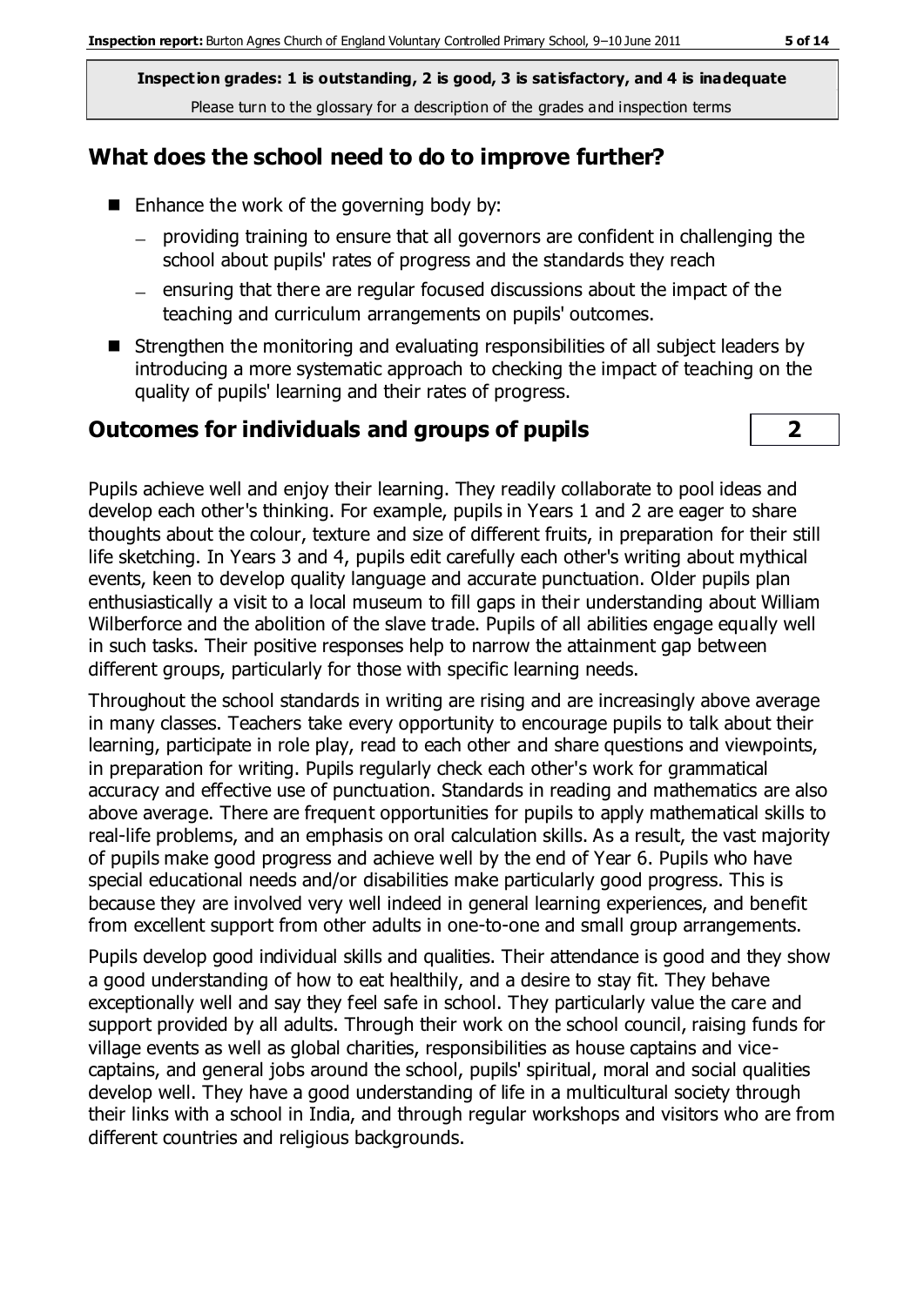Inspection grades: 1 is outstanding, 2 is good, 3 is satisfactory, and 4 is inadequate
Please turn to the glossary for a description of the grades and inspection terms

## What does the school need to do to improve further?

- Enhance the work of the governing body by:
  - providing training to ensure that all governors are confident in challenging the school about pupils' rates of progress and the standards they reach
  - ensuring that there are regular focused discussions about the impact of the teaching and curriculum arrangements on pupils' outcomes.
- Strengthen the monitoring and evaluating responsibilities of all subject leaders by introducing a more systematic approach to checking the impact of teaching on the quality of pupils' learning and their rates of progress.

## Outcomes for individuals and groups of pupils — 2

Pupils achieve well and enjoy their learning. They readily collaborate to pool ideas and develop each other's thinking. For example, pupils in Years 1 and 2 are eager to share thoughts about the colour, texture and size of different fruits, in preparation for their still life sketching. In Years 3 and 4, pupils edit carefully each other's writing about mythical events, keen to develop quality language and accurate punctuation. Older pupils plan enthusiastically a visit to a local museum to fill gaps in their understanding about William Wilberforce and the abolition of the slave trade. Pupils of all abilities engage equally well in such tasks. Their positive responses help to narrow the attainment gap between different groups, particularly for those with specific learning needs.

Throughout the school standards in writing are rising and are increasingly above average in many classes. Teachers take every opportunity to encourage pupils to talk about their learning, participate in role play, read to each other and share questions and viewpoints, in preparation for writing. Pupils regularly check each other's work for grammatical accuracy and effective use of punctuation. Standards in reading and mathematics are also above average. There are frequent opportunities for pupils to apply mathematical skills to real-life problems, and an emphasis on oral calculation skills. As a result, the vast majority of pupils make good progress and achieve well by the end of Year 6. Pupils who have special educational needs and/or disabilities make particularly good progress. This is because they are involved very well indeed in general learning experiences, and benefit from excellent support from other adults in one-to-one and small group arrangements.

Pupils develop good individual skills and qualities. Their attendance is good and they show a good understanding of how to eat healthily, and a desire to stay fit. They behave exceptionally well and say they feel safe in school. They particularly value the care and support provided by all adults. Through their work on the school council, raising funds for village events as well as global charities, responsibilities as house captains and vice-captains, and general jobs around the school, pupils' spiritual, moral and social qualities develop well. They have a good understanding of life in a multicultural society through their links with a school in India, and through regular workshops and visitors who are from different countries and religious backgrounds.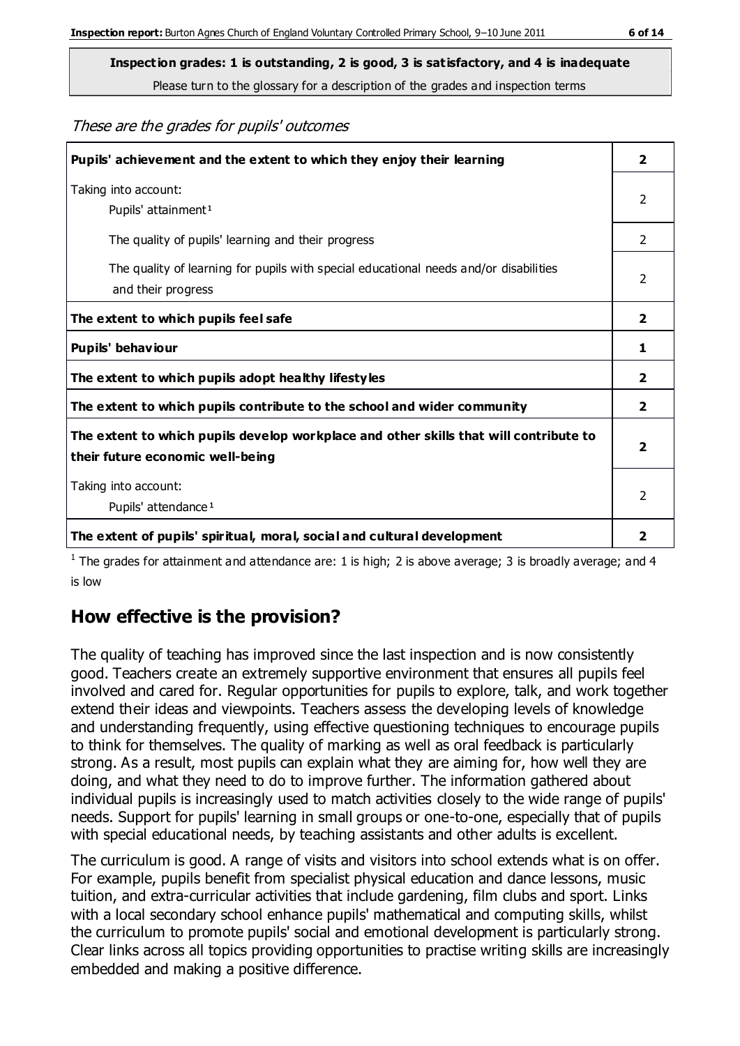**Inspection grades: 1 is outstanding, 2 is good, 3 is satisfactory, and 4 is inadequate**

Please turn to the glossary for a description of the grades and inspection terms

*These are the grades for pupils' outcomes*

| | |
|---|---|
| **Pupils' achievement and the extent to which they enjoy their learning** | **2** |
| Taking into account:<br>Pupils' attainment [1] | 2 |
| The quality of pupils' learning and their progress | 2 |
| The quality of learning for pupils with special educational needs and/or disabilities and their progress | 2 |
| **The extent to which pupils feel safe** | **2** |
| **Pupils' behaviour** | **1** |
| **The extent to which pupils adopt healthy lifestyles** | **2** |
| **The extent to which pupils contribute to the school and wider community** | **2** |
| **The extent to which pupils develop workplace and other skills that will contribute to their future economic well-being** | **2** |
| Taking into account:<br>Pupils' attendance [1] | 2 |
| **The extent of pupils' spiritual, moral, social and cultural development** | **2** |

[1] The grades for attainment and attendance are: 1 is high; 2 is above average; 3 is broadly average; and 4 is low

## How effective is the provision?

The quality of teaching has improved since the last inspection and is now consistently good. Teachers create an extremely supportive environment that ensures all pupils feel involved and cared for. Regular opportunities for pupils to explore, talk, and work together extend their ideas and viewpoints. Teachers assess the developing levels of knowledge and understanding frequently, using effective questioning techniques to encourage pupils to think for themselves. The quality of marking as well as oral feedback is particularly strong. As a result, most pupils can explain what they are aiming for, how well they are doing, and what they need to do to improve further. The information gathered about individual pupils is increasingly used to match activities closely to the wide range of pupils' needs. Support for pupils' learning in small groups or one-to-one, especially that of pupils with special educational needs, by teaching assistants and other adults is excellent.

The curriculum is good. A range of visits and visitors into school extends what is on offer. For example, pupils benefit from specialist physical education and dance lessons, music tuition, and extra-curricular activities that include gardening, film clubs and sport. Links with a local secondary school enhance pupils' mathematical and computing skills, whilst the curriculum to promote pupils' social and emotional development is particularly strong. Clear links across all topics providing opportunities to practise writing skills are increasingly embedded and making a positive difference.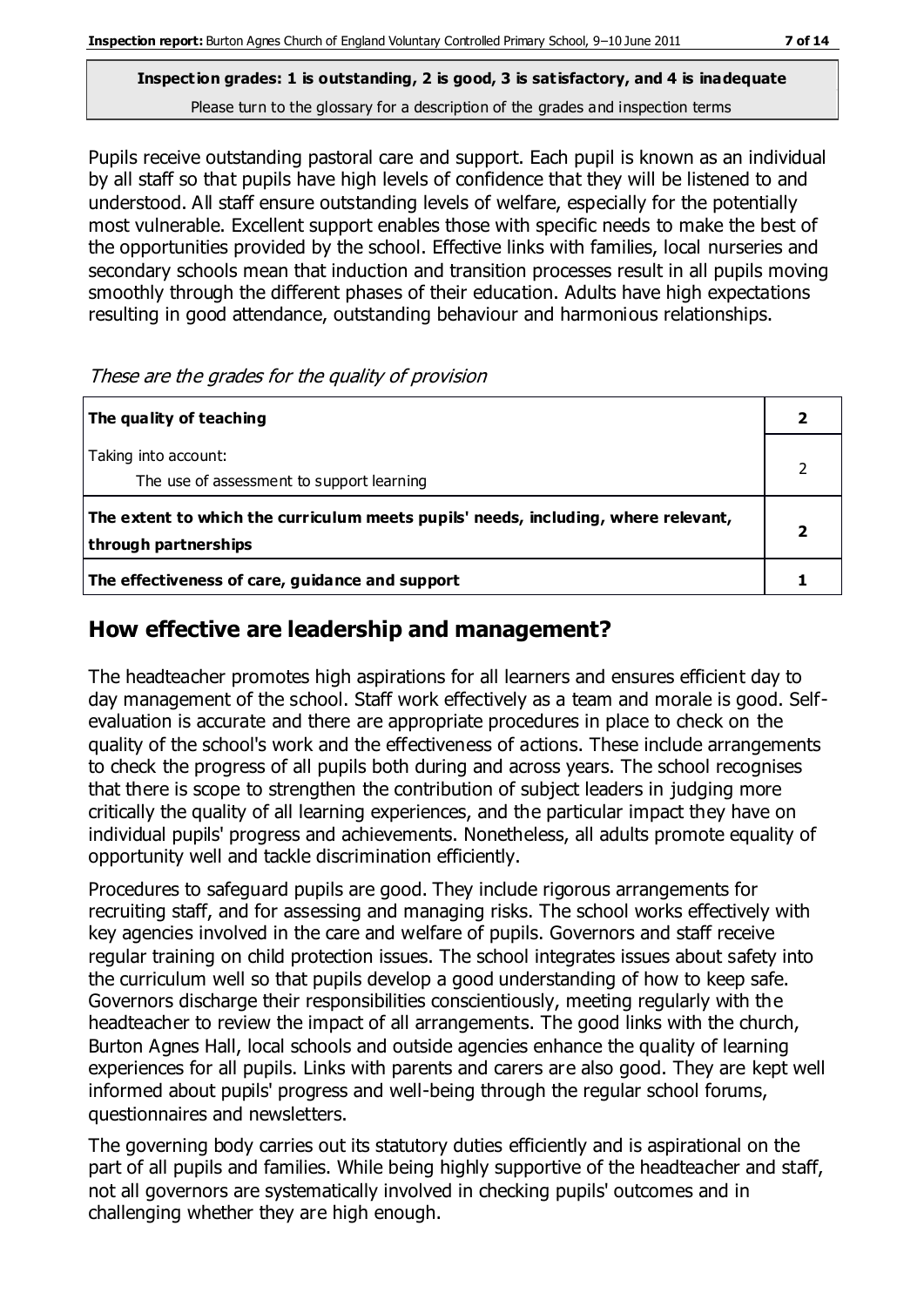**Inspection grades: 1 is outstanding, 2 is good, 3 is satisfactory, and 4 is inadequate**
Please turn to the glossary for a description of the grades and inspection terms

Pupils receive outstanding pastoral care and support. Each pupil is known as an individual by all staff so that pupils have high levels of confidence that they will be listened to and understood. All staff ensure outstanding levels of welfare, especially for the potentially most vulnerable. Excellent support enables those with specific needs to make the best of the opportunities provided by the school. Effective links with families, local nurseries and secondary schools mean that induction and transition processes result in all pupils moving smoothly through the different phases of their education. Adults have high expectations resulting in good attendance, outstanding behaviour and harmonious relationships.

*These are the grades for the quality of provision*

| | |
|---|---|
| **The quality of teaching** | **2** |
| Taking into account: The use of assessment to support learning | 2 |
| **The extent to which the curriculum meets pupils' needs, including, where relevant, through partnerships** | **2** |
| **The effectiveness of care, guidance and support** | **1** |

## How effective are leadership and management?

The headteacher promotes high aspirations for all learners and ensures efficient day to day management of the school. Staff work effectively as a team and morale is good. Self-evaluation is accurate and there are appropriate procedures in place to check on the quality of the school's work and the effectiveness of actions. These include arrangements to check the progress of all pupils both during and across years. The school recognises that there is scope to strengthen the contribution of subject leaders in judging more critically the quality of all learning experiences, and the particular impact they have on individual pupils' progress and achievements. Nonetheless, all adults promote equality of opportunity well and tackle discrimination efficiently.

Procedures to safeguard pupils are good. They include rigorous arrangements for recruiting staff, and for assessing and managing risks. The school works effectively with key agencies involved in the care and welfare of pupils. Governors and staff receive regular training on child protection issues. The school integrates issues about safety into the curriculum well so that pupils develop a good understanding of how to keep safe. Governors discharge their responsibilities conscientiously, meeting regularly with the headteacher to review the impact of all arrangements. The good links with the church, Burton Agnes Hall, local schools and outside agencies enhance the quality of learning experiences for all pupils. Links with parents and carers are also good. They are kept well informed about pupils' progress and well-being through the regular school forums, questionnaires and newsletters.

The governing body carries out its statutory duties efficiently and is aspirational on the part of all pupils and families. While being highly supportive of the headteacher and staff, not all governors are systematically involved in checking pupils' outcomes and in challenging whether they are high enough.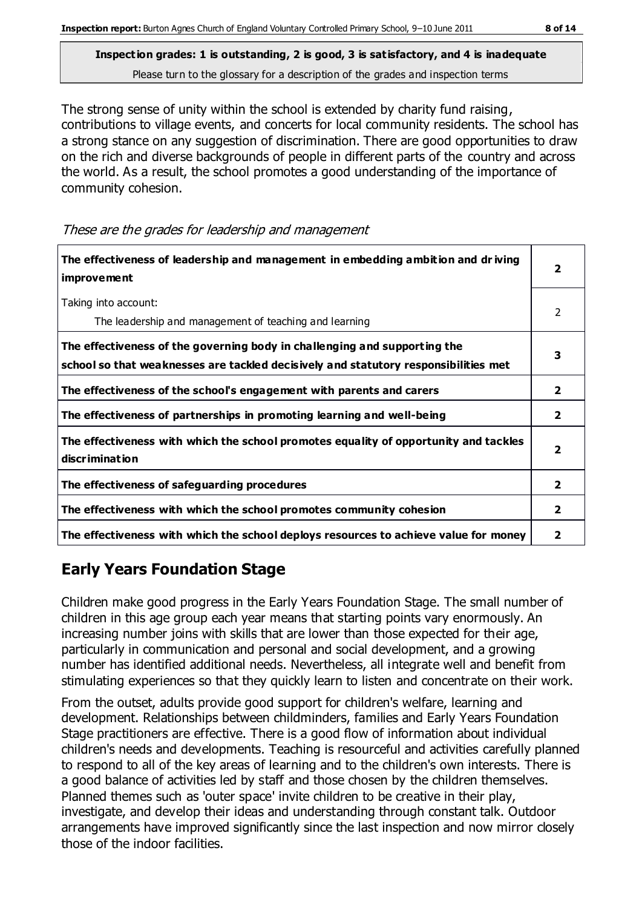**Inspection grades: 1 is outstanding, 2 is good, 3 is satisfactory, and 4 is inadequate**
Please turn to the glossary for a description of the grades and inspection terms

The strong sense of unity within the school is extended by charity fund raising, contributions to village events, and concerts for local community residents. The school has a strong stance on any suggestion of discrimination. There are good opportunities to draw on the rich and diverse backgrounds of people in different parts of the country and across the world. As a result, the school promotes a good understanding of the importance of community cohesion.

*These are the grades for leadership and management*

| | |
|---|---|
| **The effectiveness of leadership and management in embedding ambition and driving improvement** | **2** |
| Taking into account: The leadership and management of teaching and learning | 2 |
| **The effectiveness of the governing body in challenging and supporting the school so that weaknesses are tackled decisively and statutory responsibilities met** | **3** |
| **The effectiveness of the school's engagement with parents and carers** | **2** |
| **The effectiveness of partnerships in promoting learning and well-being** | **2** |
| **The effectiveness with which the school promotes equality of opportunity and tackles discrimination** | **2** |
| **The effectiveness of safeguarding procedures** | **2** |
| **The effectiveness with which the school promotes community cohesion** | **2** |
| **The effectiveness with which the school deploys resources to achieve value for money** | **2** |

## Early Years Foundation Stage

Children make good progress in the Early Years Foundation Stage. The small number of children in this age group each year means that starting points vary enormously. An increasing number joins with skills that are lower than those expected for their age, particularly in communication and personal and social development, and a growing number has identified additional needs. Nevertheless, all integrate well and benefit from stimulating experiences so that they quickly learn to listen and concentrate on their work.

From the outset, adults provide good support for children's welfare, learning and development. Relationships between childminders, families and Early Years Foundation Stage practitioners are effective. There is a good flow of information about individual children's needs and developments. Teaching is resourceful and activities carefully planned to respond to all of the key areas of learning and to the children's own interests. There is a good balance of activities led by staff and those chosen by the children themselves. Planned themes such as 'outer space' invite children to be creative in their play, investigate, and develop their ideas and understanding through constant talk. Outdoor arrangements have improved significantly since the last inspection and now mirror closely those of the indoor facilities.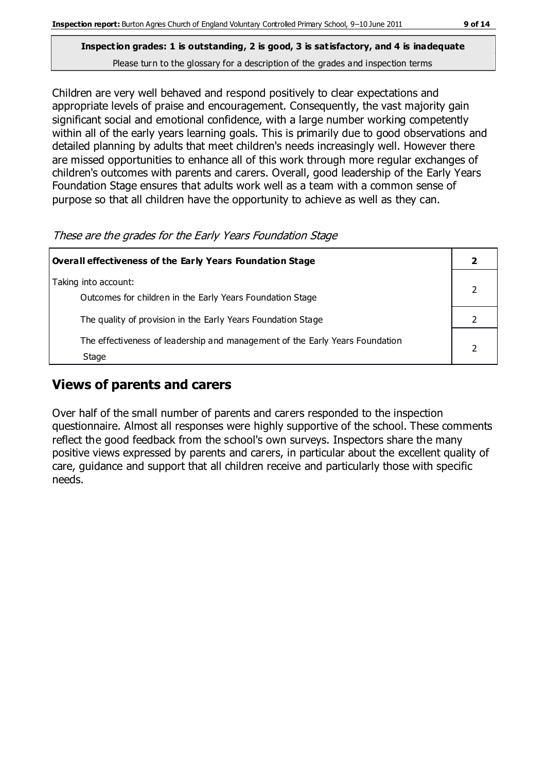**Inspection grades: 1 is outstanding, 2 is good, 3 is satisfactory, and 4 is inadequate**
Please turn to the glossary for a description of the grades and inspection terms

Children are very well behaved and respond positively to clear expectations and appropriate levels of praise and encouragement. Consequently, the vast majority gain significant social and emotional confidence, with a large number working competently within all of the early years learning goals. This is primarily due to good observations and detailed planning by adults that meet children's needs increasingly well. However there are missed opportunities to enhance all of this work through more regular exchanges of children's outcomes with parents and carers. Overall, good leadership of the Early Years Foundation Stage ensures that adults work well as a team with a common sense of purpose so that all children have the opportunity to achieve as well as they can.

*These are the grades for the Early Years Foundation Stage*

| **Overall effectiveness of the Early Years Foundation Stage** | **2** |
|---|---|
| Taking into account:<br>Outcomes for children in the Early Years Foundation Stage | 2 |
| The quality of provision in the Early Years Foundation Stage | 2 |
| The effectiveness of leadership and management of the Early Years Foundation Stage | 2 |

## Views of parents and carers

Over half of the small number of parents and carers responded to the inspection questionnaire. Almost all responses were highly supportive of the school. These comments reflect the good feedback from the school's own surveys. Inspectors share the many positive views expressed by parents and carers, in particular about the excellent quality of care, guidance and support that all children receive and particularly those with specific needs.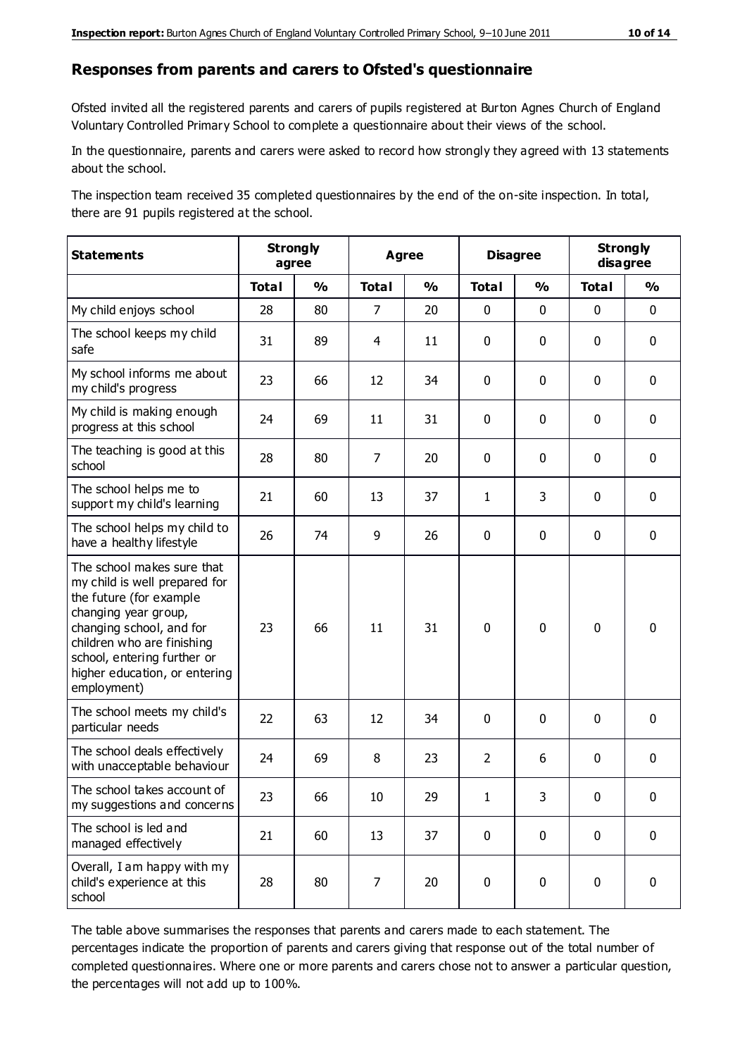## Responses from parents and carers to Ofsted's questionnaire

Ofsted invited all the registered parents and carers of pupils registered at Burton Agnes Church of England Voluntary Controlled Primary School to complete a questionnaire about their views of the school.

In the questionnaire, parents and carers were asked to record how strongly they agreed with 13 statements about the school.

The inspection team received 35 completed questionnaires by the end of the on-site inspection. In total, there are 91 pupils registered at the school.

| Statements | Strongly agree | | Agree | | Disagree | | Strongly disagree | |
|---|---|---|---|---|---|---|---|---|
| | Total | % | Total | % | Total | % | Total | % |
| My child enjoys school | 28 | 80 | 7 | 20 | 0 | 0 | 0 | 0 |
| The school keeps my child safe | 31 | 89 | 4 | 11 | 0 | 0 | 0 | 0 |
| My school informs me about my child's progress | 23 | 66 | 12 | 34 | 0 | 0 | 0 | 0 |
| My child is making enough progress at this school | 24 | 69 | 11 | 31 | 0 | 0 | 0 | 0 |
| The teaching is good at this school | 28 | 80 | 7 | 20 | 0 | 0 | 0 | 0 |
| The school helps me to support my child's learning | 21 | 60 | 13 | 37 | 1 | 3 | 0 | 0 |
| The school helps my child to have a healthy lifestyle | 26 | 74 | 9 | 26 | 0 | 0 | 0 | 0 |
| The school makes sure that my child is well prepared for the future (for example changing year group, changing school, and for children who are finishing school, entering further or higher education, or entering employment) | 23 | 66 | 11 | 31 | 0 | 0 | 0 | 0 |
| The school meets my child's particular needs | 22 | 63 | 12 | 34 | 0 | 0 | 0 | 0 |
| The school deals effectively with unacceptable behaviour | 24 | 69 | 8 | 23 | 2 | 6 | 0 | 0 |
| The school takes account of my suggestions and concerns | 23 | 66 | 10 | 29 | 1 | 3 | 0 | 0 |
| The school is led and managed effectively | 21 | 60 | 13 | 37 | 0 | 0 | 0 | 0 |
| Overall, I am happy with my child's experience at this school | 28 | 80 | 7 | 20 | 0 | 0 | 0 | 0 |

The table above summarises the responses that parents and carers made to each statement. The percentages indicate the proportion of parents and carers giving that response out of the total number of completed questionnaires. Where one or more parents and carers chose not to answer a particular question, the percentages will not add up to 100%.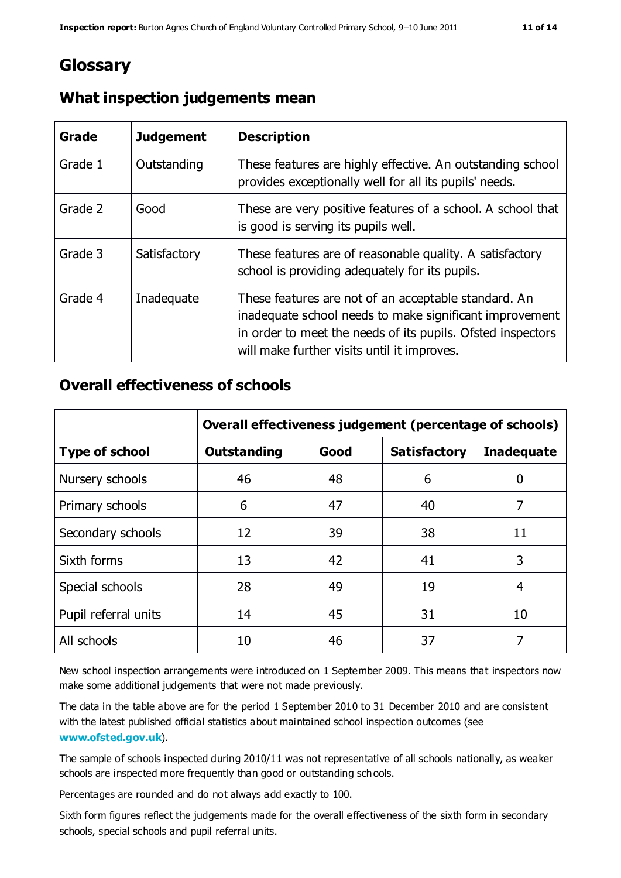# Glossary

## What inspection judgements mean

| Grade | Judgement | Description |
|---|---|---|
| Grade 1 | Outstanding | These features are highly effective. An outstanding school provides exceptionally well for all its pupils' needs. |
| Grade 2 | Good | These are very positive features of a school. A school that is good is serving its pupils well. |
| Grade 3 | Satisfactory | These features are of reasonable quality. A satisfactory school is providing adequately for its pupils. |
| Grade 4 | Inadequate | These features are not of an acceptable standard. An inadequate school needs to make significant improvement in order to meet the needs of its pupils. Ofsted inspectors will make further visits until it improves. |

## Overall effectiveness of schools

| | Overall effectiveness judgement (percentage of schools) | | | |
|---|---|---|---|---|
| **Type of school** | **Outstanding** | **Good** | **Satisfactory** | **Inadequate** |
| Nursery schools | 46 | 48 | 6 | 0 |
| Primary schools | 6 | 47 | 40 | 7 |
| Secondary schools | 12 | 39 | 38 | 11 |
| Sixth forms | 13 | 42 | 41 | 3 |
| Special schools | 28 | 49 | 19 | 4 |
| Pupil referral units | 14 | 45 | 31 | 10 |
| All schools | 10 | 46 | 37 | 7 |

New school inspection arrangements were introduced on 1 September 2009. This means that inspectors now make some additional judgements that were not made previously.

The data in the table above are for the period 1 September 2010 to 31 December 2010 and are consistent with the latest published official statistics about maintained school inspection outcomes (see **www.ofsted.gov.uk**).

The sample of schools inspected during 2010/11 was not representative of all schools nationally, as weaker schools are inspected more frequently than good or outstanding schools.

Percentages are rounded and do not always add exactly to 100.

Sixth form figures reflect the judgements made for the overall effectiveness of the sixth form in secondary schools, special schools and pupil referral units.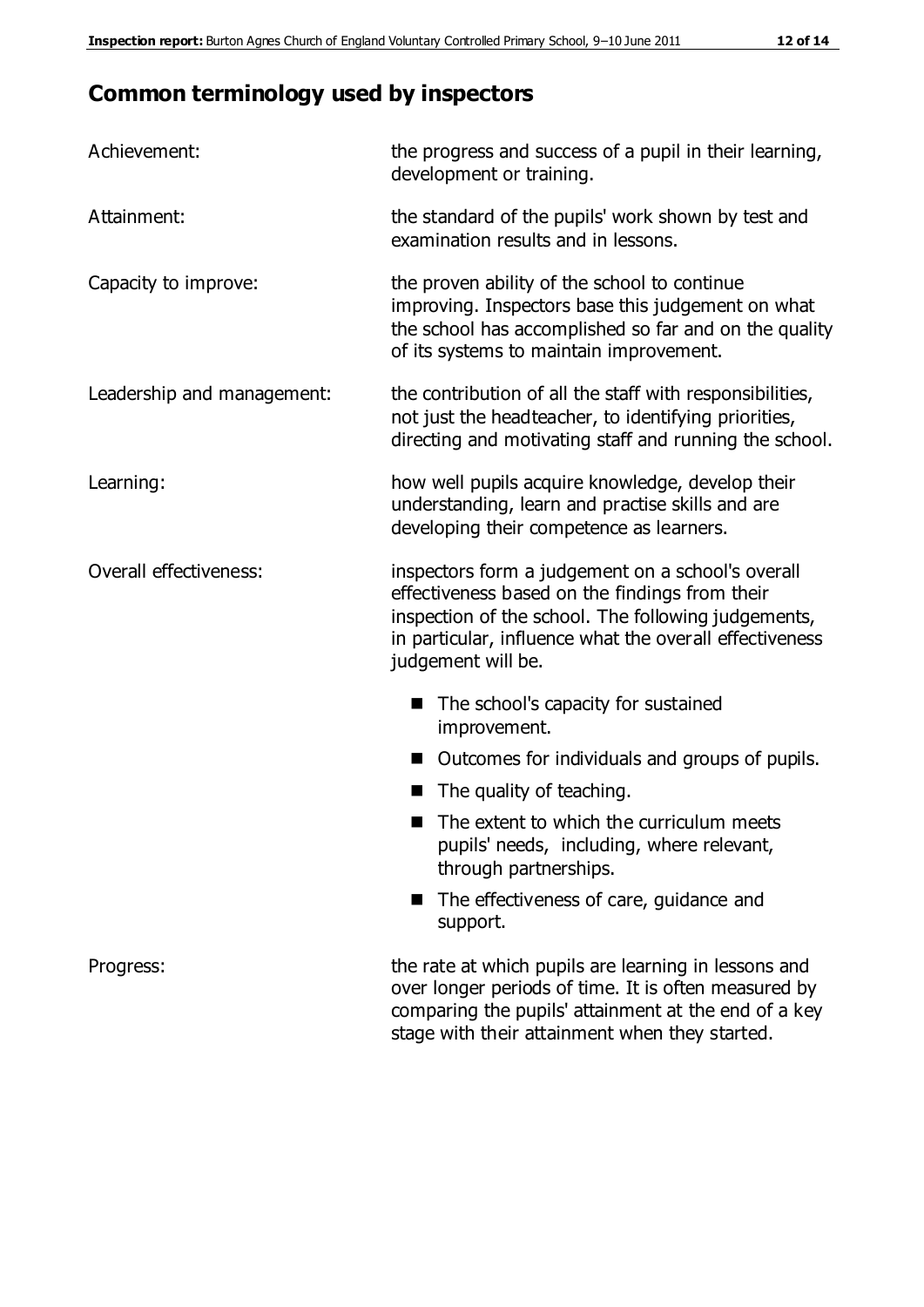## Common terminology used by inspectors

**Achievement:** the progress and success of a pupil in their learning, development or training.

**Attainment:** the standard of the pupils' work shown by test and examination results and in lessons.

**Capacity to improve:** the proven ability of the school to continue improving. Inspectors base this judgement on what the school has accomplished so far and on the quality of its systems to maintain improvement.

**Leadership and management:** the contribution of all the staff with responsibilities, not just the headteacher, to identifying priorities, directing and motivating staff and running the school.

**Learning:** how well pupils acquire knowledge, develop their understanding, learn and practise skills and are developing their competence as learners.

**Overall effectiveness:** inspectors form a judgement on a school's overall effectiveness based on the findings from their inspection of the school. The following judgements, in particular, influence what the overall effectiveness judgement will be.

- The school's capacity for sustained improvement.
- Outcomes for individuals and groups of pupils.
- The quality of teaching.
- The extent to which the curriculum meets pupils' needs, including, where relevant, through partnerships.
- The effectiveness of care, guidance and support.

**Progress:** the rate at which pupils are learning in lessons and over longer periods of time. It is often measured by comparing the pupils' attainment at the end of a key stage with their attainment when they started.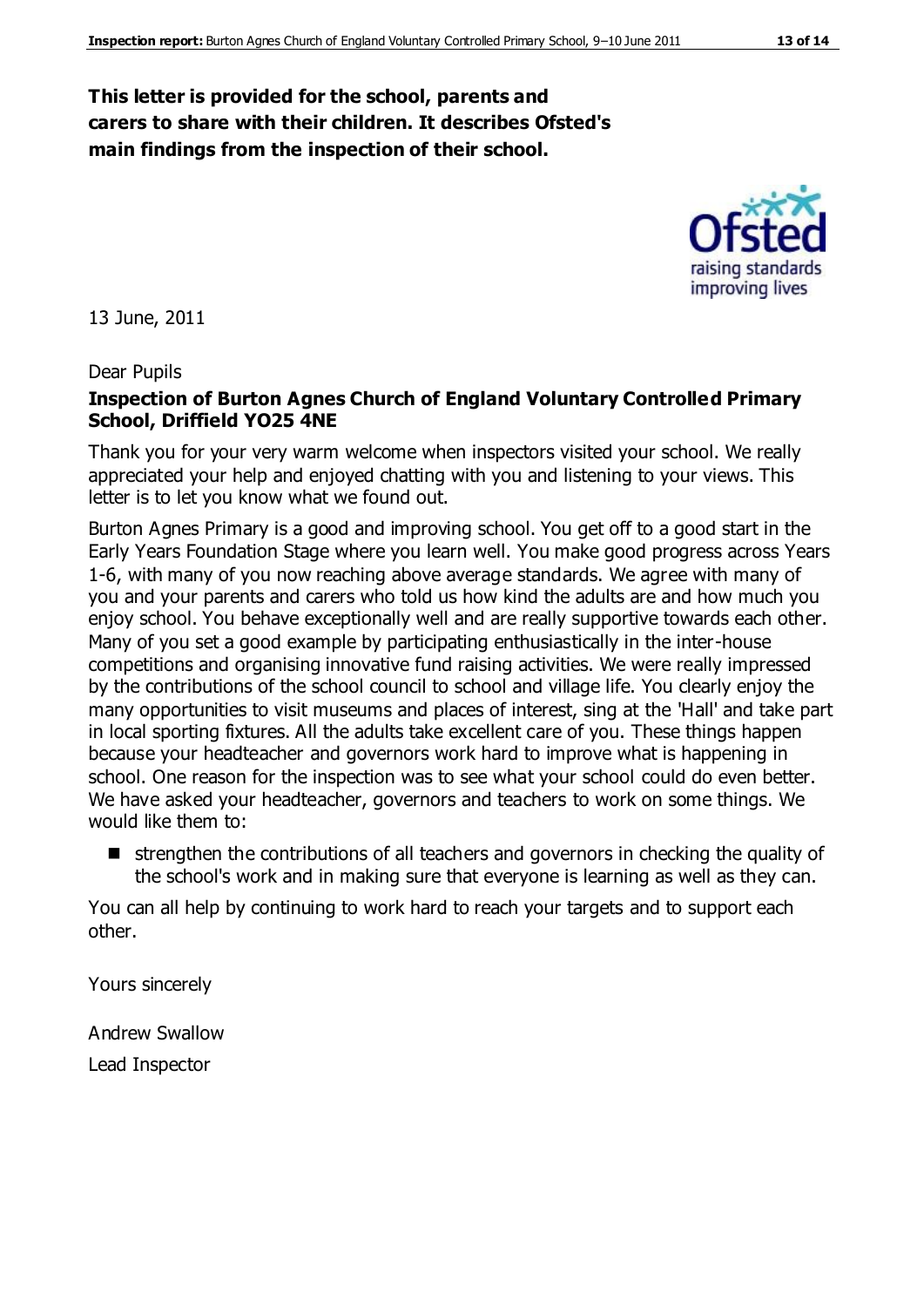**This letter is provided for the school, parents and carers to share with their children. It describes Ofsted's main findings from the inspection of their school.**

13 June, 2011

Dear Pupils

**Inspection of Burton Agnes Church of England Voluntary Controlled Primary School, Driffield YO25 4NE**

Thank you for your very warm welcome when inspectors visited your school. We really appreciated your help and enjoyed chatting with you and listening to your views. This letter is to let you know what we found out.

Burton Agnes Primary is a good and improving school. You get off to a good start in the Early Years Foundation Stage where you learn well. You make good progress across Years 1-6, with many of you now reaching above average standards. We agree with many of you and your parents and carers who told us how kind the adults are and how much you enjoy school. You behave exceptionally well and are really supportive towards each other. Many of you set a good example by participating enthusiastically in the inter-house competitions and organising innovative fund raising activities. We were really impressed by the contributions of the school council to school and village life. You clearly enjoy the many opportunities to visit museums and places of interest, sing at the 'Hall' and take part in local sporting fixtures. All the adults take excellent care of you. These things happen because your headteacher and governors work hard to improve what is happening in school. One reason for the inspection was to see what your school could do even better. We have asked your headteacher, governors and teachers to work on some things. We would like them to:

- strengthen the contributions of all teachers and governors in checking the quality of the school's work and in making sure that everyone is learning as well as they can.

You can all help by continuing to work hard to reach your targets and to support each other.

Yours sincerely

Andrew Swallow

Lead Inspector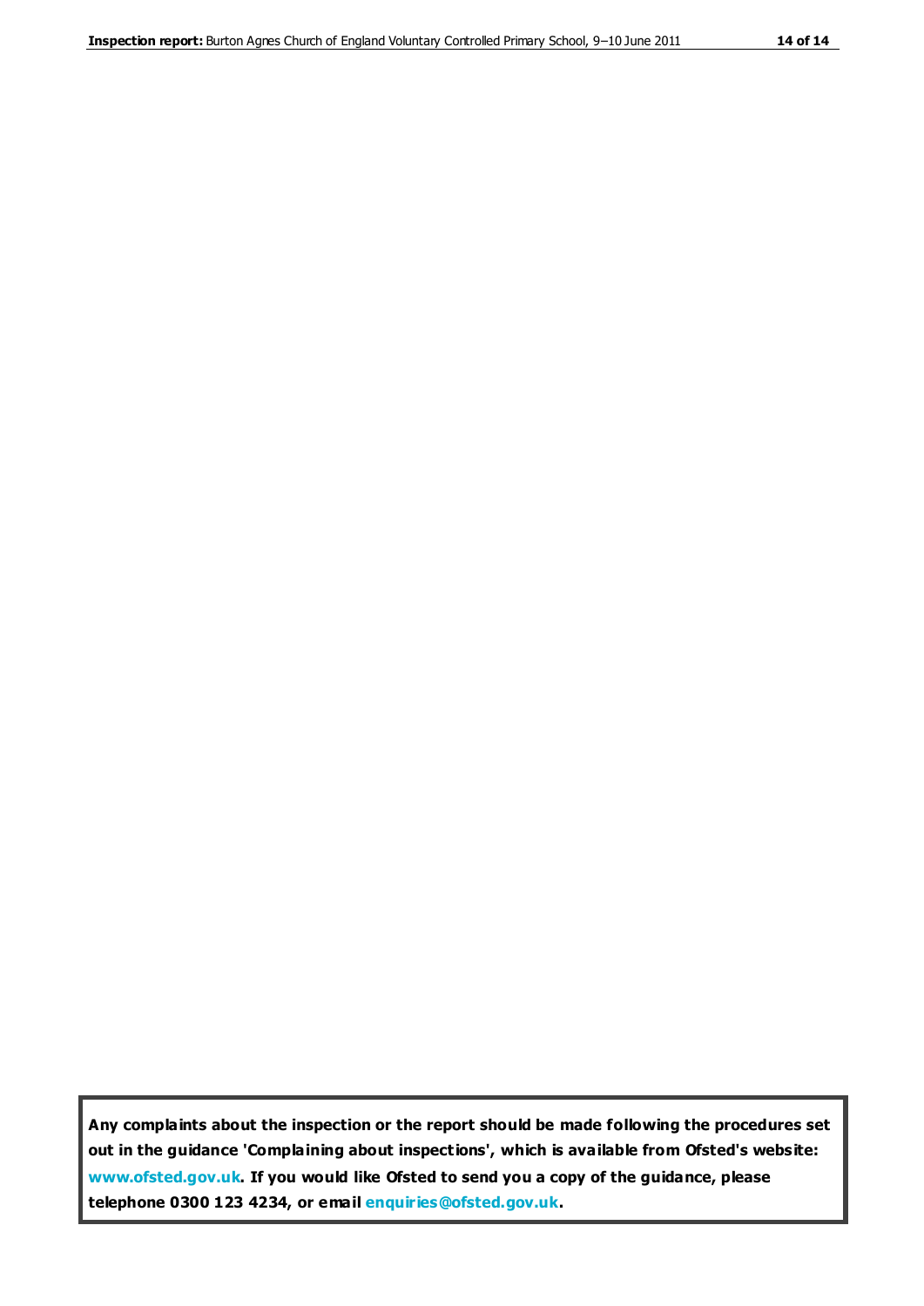**Any complaints about the inspection or the report should be made following the procedures set out in the guidance 'Complaining about inspections', which is available from Ofsted's website: www.ofsted.gov.uk. If you would like Ofsted to send you a copy of the guidance, please telephone 0300 123 4234, or email enquiries@ofsted.gov.uk.**